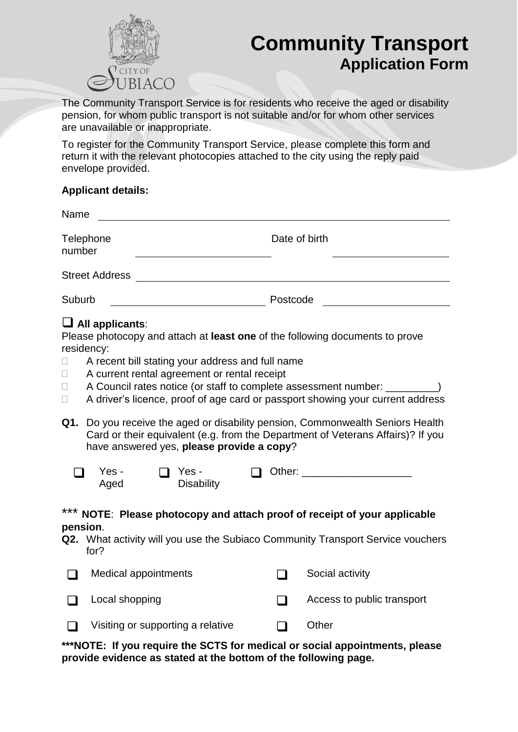# Community Transport
## Application Form

The Community Transport Service is for residents who receive the aged or disability pension, for whom public transport is not suitable and/or for whom other services are unavailable or inappropriate.

To register for the Community Transport Service, please complete this form and return it with the relevant photocopies attached to the city using the reply paid envelope provided.

**Applicant details:**

Name ______________________________________________

Telephone number ____________________ Date of birth ____________________

Street Address ______________________________________________

Suburb ____________________ Postcode ____________________

❑ **All applicants**:

Please photocopy and attach at **least one** of the following documents to prove residency:

- ☐ A recent bill stating your address and full name
- ☐ A current rental agreement or rental receipt
- ☐ A Council rates notice (or staff to complete assessment number: _________)
- ☐ A driver's licence, proof of age card or passport showing your current address

**Q1.** Do you receive the aged or disability pension, Commonwealth Seniors Health Card or their equivalent (e.g. from the Department of Veterans Affairs)? If you have answered yes, **please provide a copy**?

❑ Yes - Aged ❑ Yes - Disability ❑ Other: ___________________

*** **NOTE**: **Please photocopy and attach proof of receipt of your applicable pension**.

**Q2.** What activity will you use the Subiaco Community Transport Service vouchers for?

❑ Medical appointments ❑ Social activity

❑ Local shopping ❑ Access to public transport

❑ Visiting or supporting a relative ❑ Other

**\*\*\*NOTE: If you require the SCTS for medical or social appointments, please provide evidence as stated at the bottom of the following page.**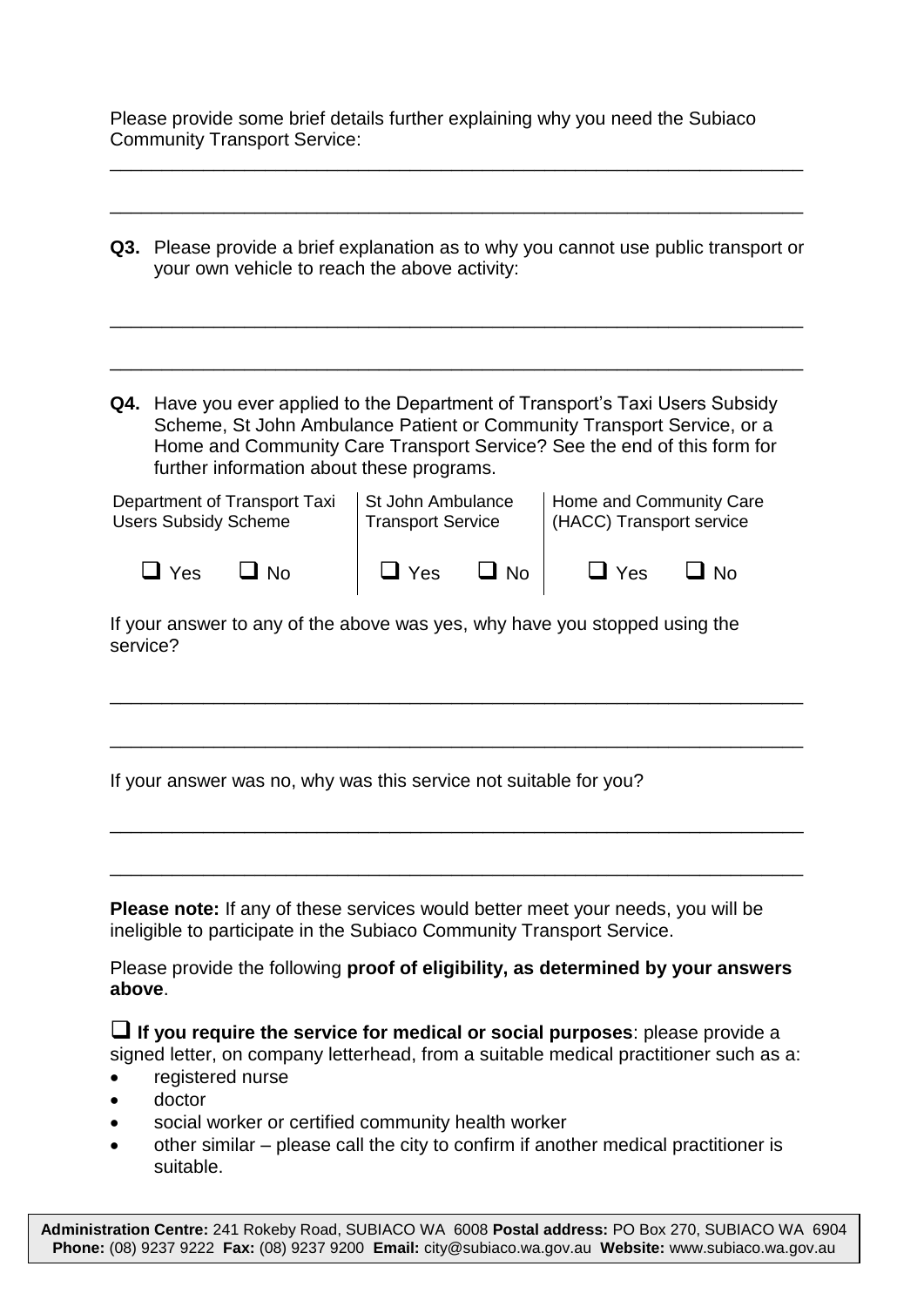Please provide some brief details further explaining why you need the Subiaco Community Transport Service:

\_\_\_\_\_\_\_\_\_\_\_\_\_\_\_\_\_\_\_\_\_\_\_\_\_\_\_\_\_\_\_\_\_\_\_\_\_\_\_\_\_\_\_\_\_\_\_\_\_\_\_\_\_\_\_\_\_\_\_\_\_\_\_\_

\_\_\_\_\_\_\_\_\_\_\_\_\_\_\_\_\_\_\_\_\_\_\_\_\_\_\_\_\_\_\_\_\_\_\_\_\_\_\_\_\_\_\_\_\_\_\_\_\_\_\_\_\_\_\_\_\_\_\_\_\_\_\_\_

**Q3.** Please provide a brief explanation as to why you cannot use public transport or your own vehicle to reach the above activity:

\_\_\_\_\_\_\_\_\_\_\_\_\_\_\_\_\_\_\_\_\_\_\_\_\_\_\_\_\_\_\_\_\_\_\_\_\_\_\_\_\_\_\_\_\_\_\_\_\_\_\_\_\_\_\_\_\_\_\_\_\_\_\_\_

\_\_\_\_\_\_\_\_\_\_\_\_\_\_\_\_\_\_\_\_\_\_\_\_\_\_\_\_\_\_\_\_\_\_\_\_\_\_\_\_\_\_\_\_\_\_\_\_\_\_\_\_\_\_\_\_\_\_\_\_\_\_\_\_

**Q4.** Have you ever applied to the Department of Transport's Taxi Users Subsidy Scheme, St John Ambulance Patient or Community Transport Service, or a Home and Community Care Transport Service? See the end of this form for further information about these programs.

| Department of Transport Taxi Users Subsidy Scheme | St John Ambulance Transport Service | Home and Community Care (HACC) Transport service |
|---|---|---|
| ☐ Yes ☐ No | ☐ Yes ☐ No | ☐ Yes ☐ No |

If your answer to any of the above was yes, why have you stopped using the service?

\_\_\_\_\_\_\_\_\_\_\_\_\_\_\_\_\_\_\_\_\_\_\_\_\_\_\_\_\_\_\_\_\_\_\_\_\_\_\_\_\_\_\_\_\_\_\_\_\_\_\_\_\_\_\_\_\_\_\_\_\_\_\_\_

\_\_\_\_\_\_\_\_\_\_\_\_\_\_\_\_\_\_\_\_\_\_\_\_\_\_\_\_\_\_\_\_\_\_\_\_\_\_\_\_\_\_\_\_\_\_\_\_\_\_\_\_\_\_\_\_\_\_\_\_\_\_\_\_

If your answer was no, why was this service not suitable for you?

\_\_\_\_\_\_\_\_\_\_\_\_\_\_\_\_\_\_\_\_\_\_\_\_\_\_\_\_\_\_\_\_\_\_\_\_\_\_\_\_\_\_\_\_\_\_\_\_\_\_\_\_\_\_\_\_\_\_\_\_\_\_\_\_

\_\_\_\_\_\_\_\_\_\_\_\_\_\_\_\_\_\_\_\_\_\_\_\_\_\_\_\_\_\_\_\_\_\_\_\_\_\_\_\_\_\_\_\_\_\_\_\_\_\_\_\_\_\_\_\_\_\_\_\_\_\_\_\_

**Please note:** If any of these services would better meet your needs, you will be ineligible to participate in the Subiaco Community Transport Service.

Please provide the following **proof of eligibility, as determined by your answers above**.

☐ **If you require the service for medical or social purposes**: please provide a signed letter, on company letterhead, from a suitable medical practitioner such as a:

- registered nurse
- doctor
- social worker or certified community health worker
- other similar – please call the city to confirm if another medical practitioner is suitable.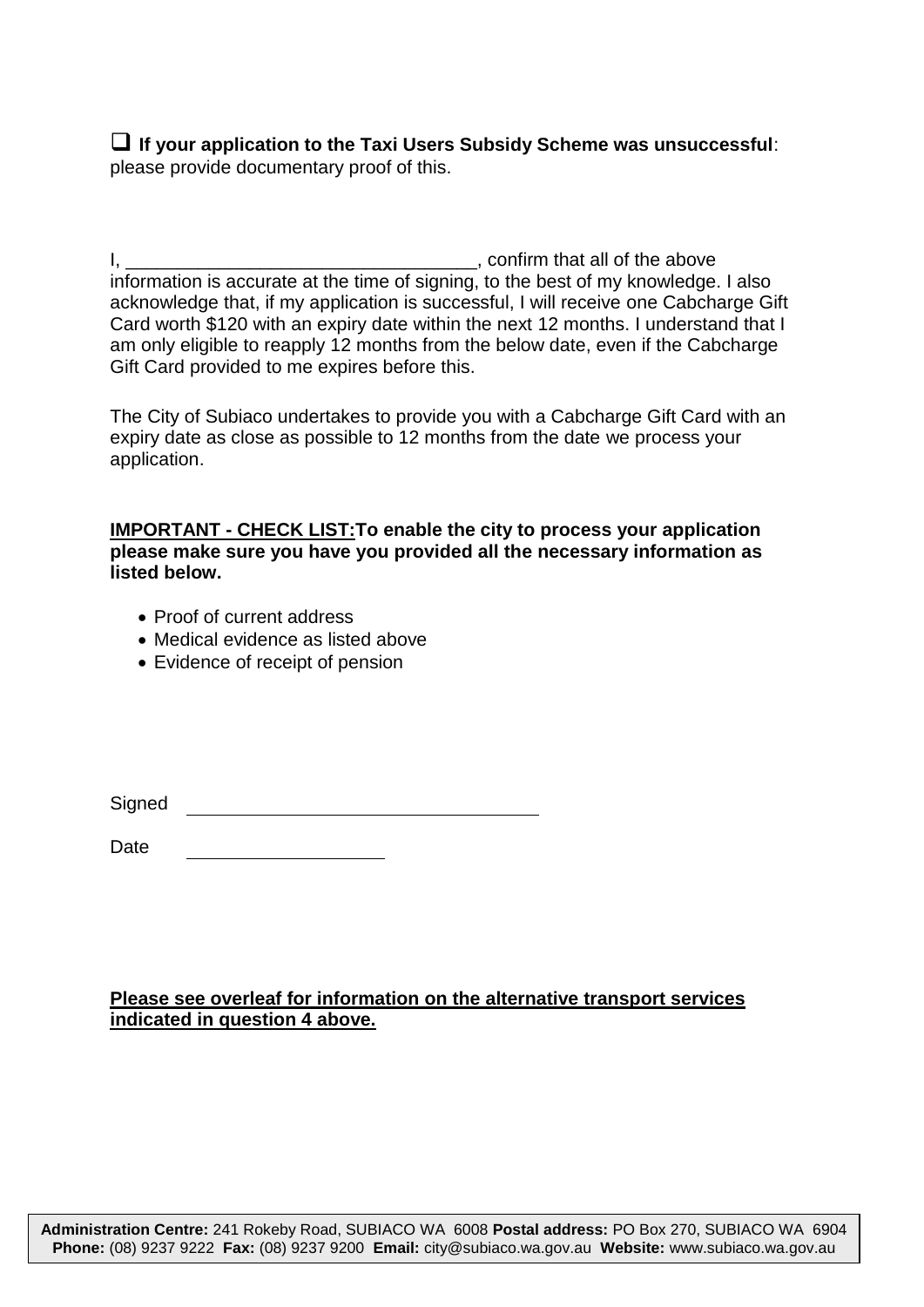❑ **If your application to the Taxi Users Subsidy Scheme was unsuccessful**: please provide documentary proof of this.

I, _________________________________, confirm that all of the above information is accurate at the time of signing, to the best of my knowledge. I also acknowledge that, if my application is successful, I will receive one Cabcharge Gift Card worth $120 with an expiry date within the next 12 months. I understand that I am only eligible to reapply 12 months from the below date, even if the Cabcharge Gift Card provided to me expires before this.

The City of Subiaco undertakes to provide you with a Cabcharge Gift Card with an expiry date as close as possible to 12 months from the date we process your application.

**IMPORTANT - CHECK LIST:To enable the city to process your application please make sure you have you provided all the necessary information as listed below.**

- Proof of current address
- Medical evidence as listed above
- Evidence of receipt of pension

Signed ________________________________

Date __________________

**Please see overleaf for information on the alternative transport services indicated in question 4 above.**

**Administration Centre:** 241 Rokeby Road, SUBIACO WA 6008 **Postal address:** PO Box 270, SUBIACO WA 6904 **Phone:** (08) 9237 9222 **Fax:** (08) 9237 9200 **Email:** city@subiaco.wa.gov.au **Website:** www.subiaco.wa.gov.au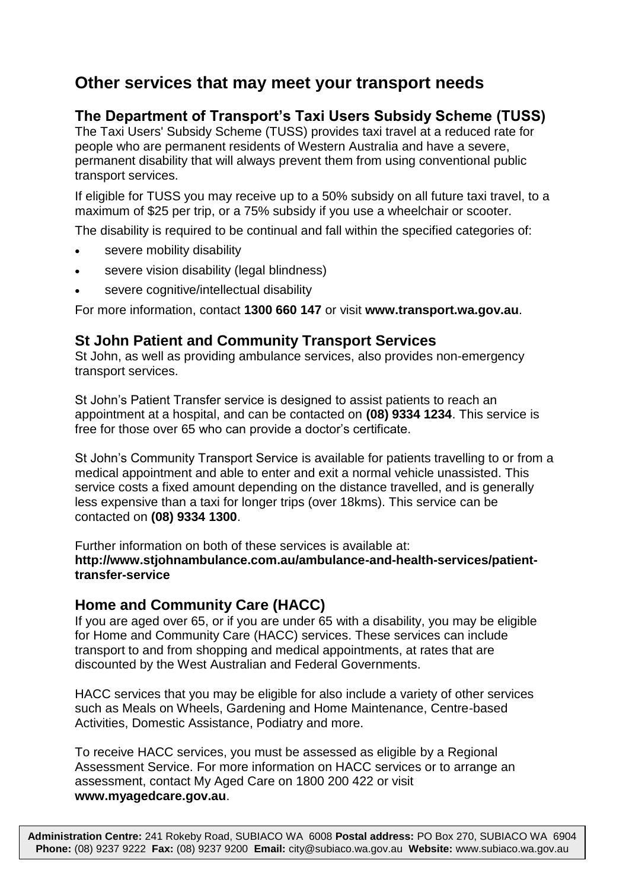# Other services that may meet your transport needs

## The Department of Transport's Taxi Users Subsidy Scheme (TUSS)

The Taxi Users' Subsidy Scheme (TUSS) provides taxi travel at a reduced rate for people who are permanent residents of Western Australia and have a severe, permanent disability that will always prevent them from using conventional public transport services.

If eligible for TUSS you may receive up to a 50% subsidy on all future taxi travel, to a maximum of $25 per trip, or a 75% subsidy if you use a wheelchair or scooter.

The disability is required to be continual and fall within the specified categories of:

- severe mobility disability
- severe vision disability (legal blindness)
- severe cognitive/intellectual disability

For more information, contact **1300 660 147** or visit **www.transport.wa.gov.au**.

## St John Patient and Community Transport Services

St John, as well as providing ambulance services, also provides non-emergency transport services.

St John's Patient Transfer service is designed to assist patients to reach an appointment at a hospital, and can be contacted on **(08) 9334 1234**. This service is free for those over 65 who can provide a doctor's certificate.

St John's Community Transport Service is available for patients travelling to or from a medical appointment and able to enter and exit a normal vehicle unassisted. This service costs a fixed amount depending on the distance travelled, and is generally less expensive than a taxi for longer trips (over 18kms). This service can be contacted on **(08) 9334 1300**.

Further information on both of these services is available at:
**http://www.stjohnambulance.com.au/ambulance-and-health-services/patient-transfer-service**

## Home and Community Care (HACC)

If you are aged over 65, or if you are under 65 with a disability, you may be eligible for Home and Community Care (HACC) services. These services can include transport to and from shopping and medical appointments, at rates that are discounted by the West Australian and Federal Governments.

HACC services that you may be eligible for also include a variety of other services such as Meals on Wheels, Gardening and Home Maintenance, Centre-based Activities, Domestic Assistance, Podiatry and more.

To receive HACC services, you must be assessed as eligible by a Regional Assessment Service. For more information on HACC services or to arrange an assessment, contact My Aged Care on 1800 200 422 or visit **www.myagedcare.gov.au**.